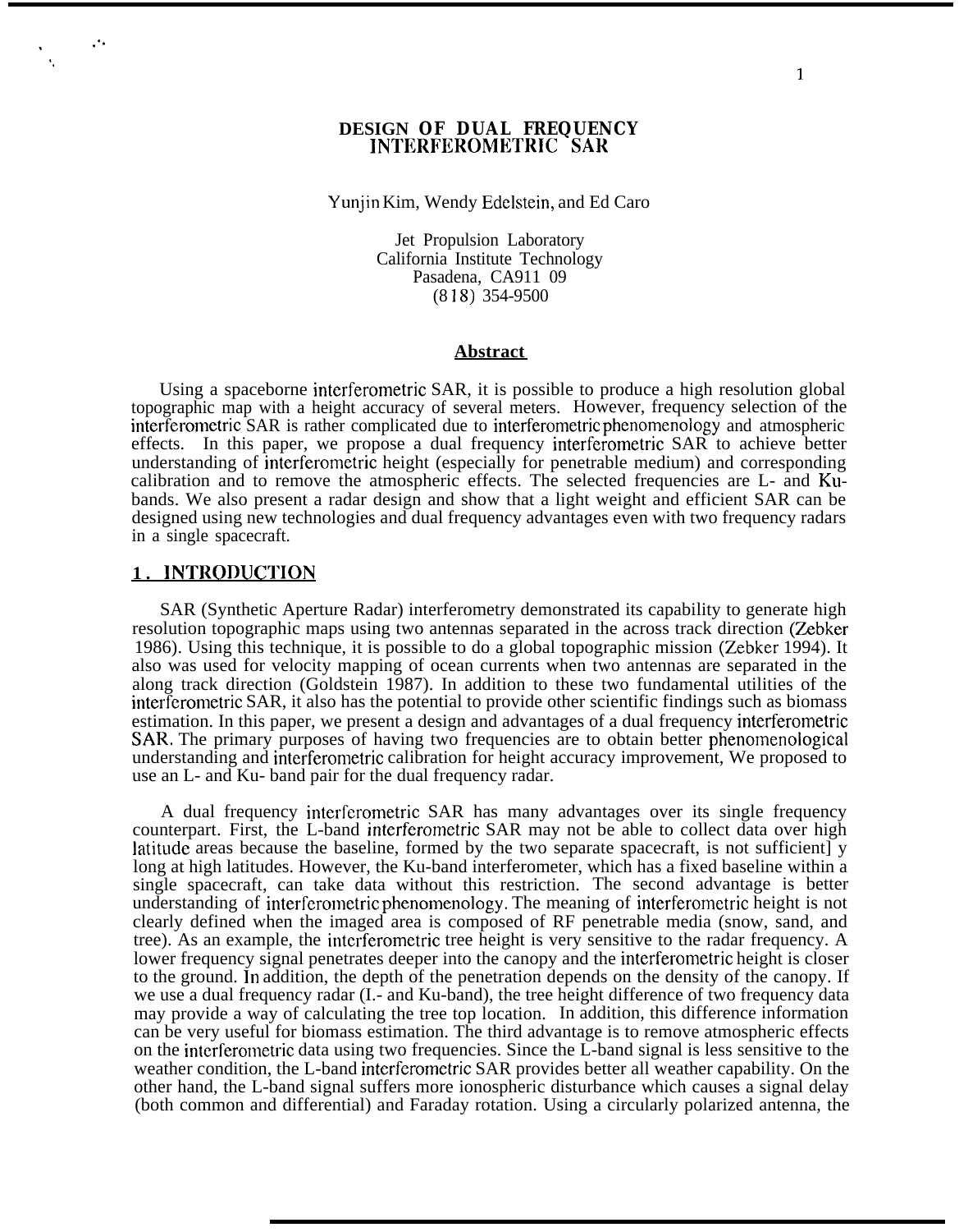# DESIGN OF DUAL FREQUENCY INTERFEROMETRIC SAR

Yunjin Kim, Wendy Edelstein, and Ed Caro

Jet Propulsion Laboratory
California Institute Technology
Pasadena, CA911 09
(818) 354-9500

## Abstract

Using a spaceborne interferometric SAR, it is possible to produce a high resolution global topographic map with a height accuracy of several meters. However, frequency selection of the interferometric SAR is rather complicated due to interferometric phenomenology and atmospheric effects. In this paper, we propose a dual frequency interferometric SAR to achieve better understanding of interferometric height (especially for penetrable medium) and corresponding calibration and to remove the atmospheric effects. The selected frequencies are L- and Ku-bands. We also present a radar design and show that a light weight and efficient SAR can be designed using new technologies and dual frequency advantages even with two frequency radars in a single spacecraft.

## 1. INTRODUCTION

SAR (Synthetic Aperture Radar) interferometry demonstrated its capability to generate high resolution topographic maps using two antennas separated in the across track direction (Zebker 1986). Using this technique, it is possible to do a global topographic mission (Zebker 1994). It also was used for velocity mapping of ocean currents when two antennas are separated in the along track direction (Goldstein 1987). In addition to these two fundamental utilities of the interferometric SAR, it also has the potential to provide other scientific findings such as biomass estimation. In this paper, we present a design and advantages of a dual frequency interferometric SAR. The primary purposes of having two frequencies are to obtain better phenomenological understanding and interferometric calibration for height accuracy improvement, We proposed to use an L- and Ku- band pair for the dual frequency radar.

A dual frequency interferometric SAR has many advantages over its single frequency counterpart. First, the L-band interferometric SAR may not be able to collect data over high latitude areas because the baseline, formed by the two separate spacecraft, is not sufficient] y long at high latitudes. However, the Ku-band interferometer, which has a fixed baseline within a single spacecraft, can take data without this restriction. The second advantage is better understanding of interferometric phenomenology. The meaning of interferometric height is not clearly defined when the imaged area is composed of RF penetrable media (snow, sand, and tree). As an example, the interferometric tree height is very sensitive to the radar frequency. A lower frequency signal penetrates deeper into the canopy and the interferometric height is closer to the ground. In addition, the depth of the penetration depends on the density of the canopy. If we use a dual frequency radar (I.- and Ku-band), the tree height difference of two frequency data may provide a way of calculating the tree top location. In addition, this difference information can be very useful for biomass estimation. The third advantage is to remove atmospheric effects on the interferometric data using two frequencies. Since the L-band signal is less sensitive to the weather condition, the L-band interferometric SAR provides better all weather capability. On the other hand, the L-band signal suffers more ionospheric disturbance which causes a signal delay (both common and differential) and Faraday rotation. Using a circularly polarized antenna, the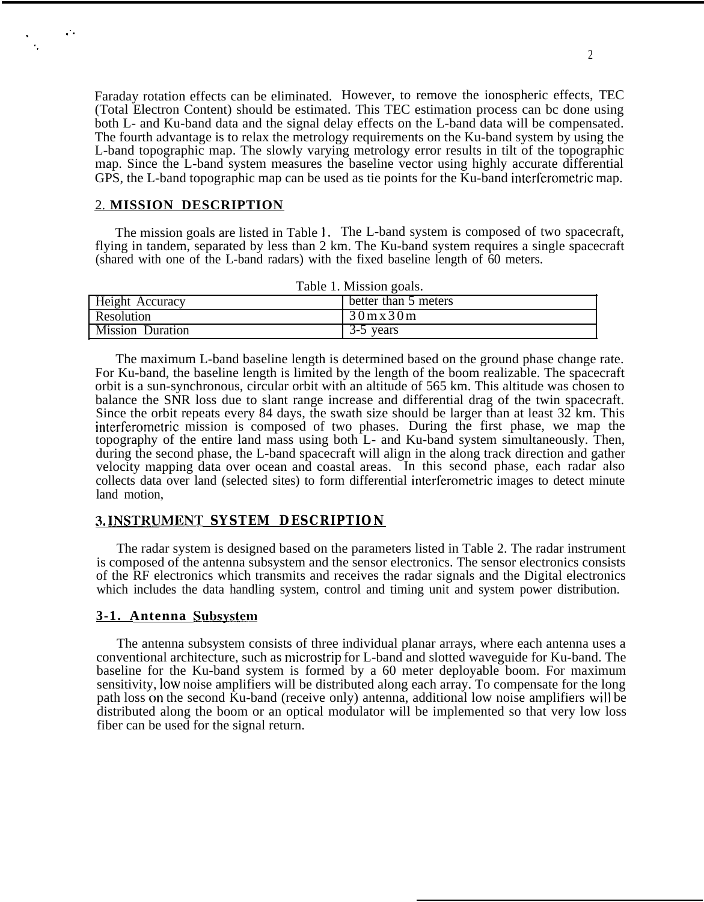Faraday rotation effects can be eliminated. However, to remove the ionospheric effects, TEC (Total Electron Content) should be estimated. This TEC estimation process can bc done using both L- and Ku-band data and the signal delay effects on the L-band data will be compensated. The fourth advantage is to relax the metrology requirements on the Ku-band system by using the L-band topographic map. The slowly varying metrology error results in tilt of the topographic map. Since the L-band system measures the baseline vector using highly accurate differential GPS, the L-band topographic map can be used as tie points for the Ku-band interferometric map.

## 2. MISSION DESCRIPTION

The mission goals are listed in Table 1. The L-band system is composed of two spacecraft, flying in tandem, separated by less than 2 km. The Ku-band system requires a single spacecraft (shared with one of the L-band radars) with the fixed baseline length of 60 meters.

Table 1. Mission goals.

| Height Accuracy | better than 5 meters |
|---|---|
| Resolution | 30 m x 30 m |
| Mission Duration | 3-5 years |

The maximum L-band baseline length is determined based on the ground phase change rate. For Ku-band, the baseline length is limited by the length of the boom realizable. The spacecraft orbit is a sun-synchronous, circular orbit with an altitude of 565 km. This altitude was chosen to balance the SNR loss due to slant range increase and differential drag of the twin spacecraft. Since the orbit repeats every 84 days, the swath size should be larger than at least 32 km. This interferometric mission is composed of two phases. During the first phase, we map the topography of the entire land mass using both L- and Ku-band system simultaneously. Then, during the second phase, the L-band spacecraft will align in the along track direction and gather velocity mapping data over ocean and coastal areas. In this second phase, each radar also collects data over land (selected sites) to form differential interferometric images to detect minute land motion,

## 3. INSTRUMENT SYSTEM DESCRIPTION

The radar system is designed based on the parameters listed in Table 2. The radar instrument is composed of the antenna subsystem and the sensor electronics. The sensor electronics consists of the RF electronics which transmits and receives the radar signals and the Digital electronics which includes the data handling system, control and timing unit and system power distribution.

### 3-1. Antenna Subsystem

The antenna subsystem consists of three individual planar arrays, where each antenna uses a conventional architecture, such as microstrip for L-band and slotted waveguide for Ku-band. The baseline for the Ku-band system is formed by a 60 meter deployable boom. For maximum sensitivity, low noise amplifiers will be distributed along each array. To compensate for the long path loss on the second Ku-band (receive only) antenna, additional low noise amplifiers will be distributed along the boom or an optical modulator will be implemented so that very low loss fiber can be used for the signal return.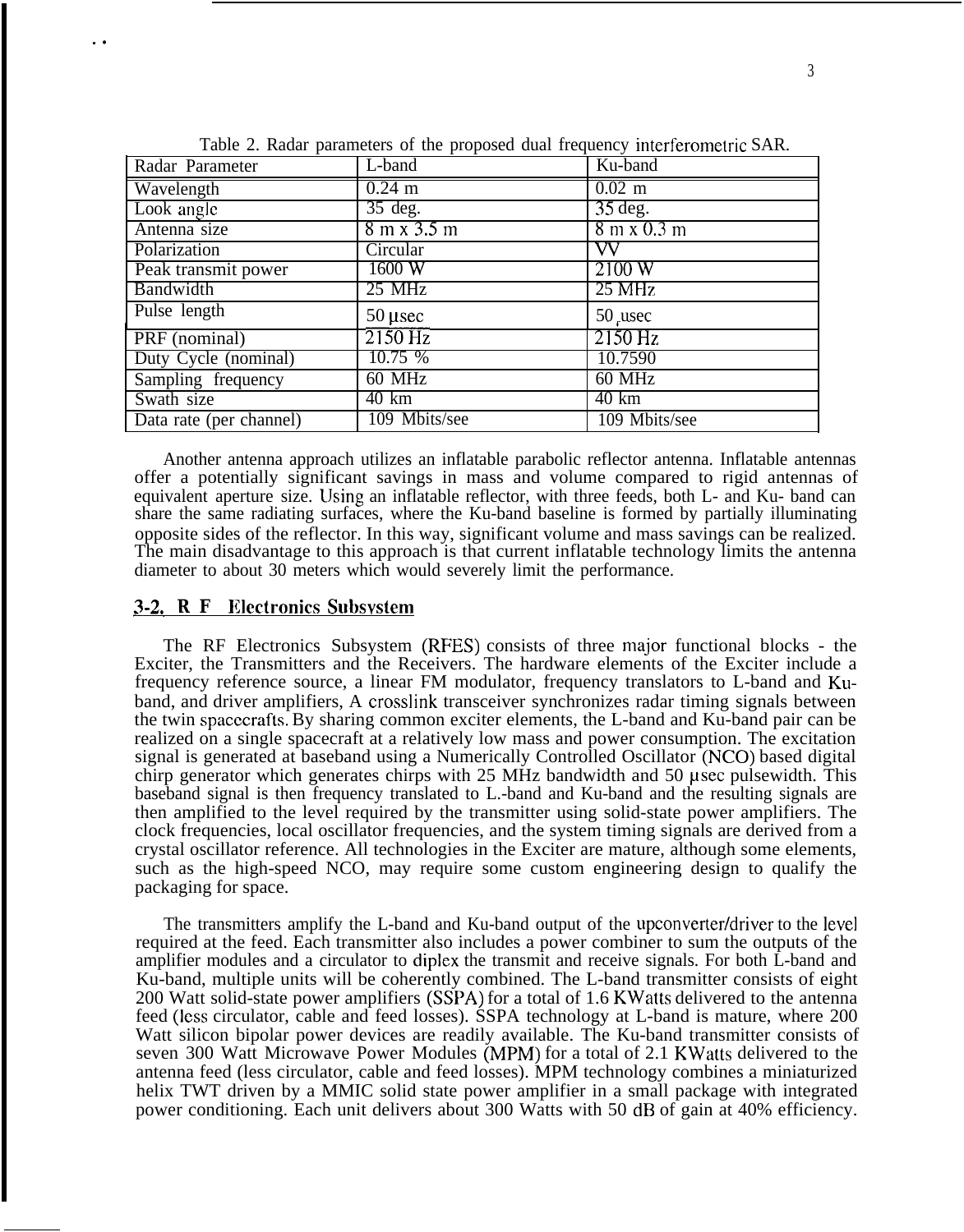Table 2. Radar parameters of the proposed dual frequency interferometric SAR.

| Radar Parameter | L-band | Ku-band |
| --- | --- | --- |
| Wavelength | 0.24 m | 0.02 m |
| Look angle | 35 deg. | 35 deg. |
| Antenna size | 8 m x 3.5 m | 8 m x 0.3 m |
| Polarization | Circular | VV |
| Peak transmit power | 1600 W | 2100 W |
| Bandwidth | 25 MHz | 25 MHz |
| Pulse length | 50 μsec | 50 μsec |
| PRF (nominal) | 2150 Hz | 2150 Hz |
| Duty Cycle (nominal) | 10.75 % | 10.7590 |
| Sampling frequency | 60 MHz | 60 MHz |
| Swath size | 40 km | 40 km |
| Data rate (per channel) | 109 Mbits/see | 109 Mbits/see |

Another antenna approach utilizes an inflatable parabolic reflector antenna. Inflatable antennas offer a potentially significant savings in mass and volume compared to rigid antennas of equivalent aperture size. Using an inflatable reflector, with three feeds, both L- and Ku- band can share the same radiating surfaces, where the Ku-band baseline is formed by partially illuminating opposite sides of the reflector. In this way, significant volume and mass savings can be realized. The main disadvantage to this approach is that current inflatable technology limits the antenna diameter to about 30 meters which would severely limit the performance.

## 3-2. R F Electronics Subsystem

The RF Electronics Subsystem (RFES) consists of three major functional blocks - the Exciter, the Transmitters and the Receivers. The hardware elements of the Exciter include a frequency reference source, a linear FM modulator, frequency translators to L-band and Ku-band, and driver amplifiers, A crosslink transceiver synchronizes radar timing signals between the twin spacecrafts. By sharing common exciter elements, the L-band and Ku-band pair can be realized on a single spacecraft at a relatively low mass and power consumption. The excitation signal is generated at baseband using a Numerically Controlled Oscillator (NCO) based digital chirp generator which generates chirps with 25 MHz bandwidth and 50 μsec pulsewidth. This baseband signal is then frequency translated to L.-band and Ku-band and the resulting signals are then amplified to the level required by the transmitter using solid-state power amplifiers. The clock frequencies, local oscillator frequencies, and the system timing signals are derived from a crystal oscillator reference. All technologies in the Exciter are mature, although some elements, such as the high-speed NCO, may require some custom engineering design to qualify the packaging for space.

The transmitters amplify the L-band and Ku-band output of the upconverter/driver to the level required at the feed. Each transmitter also includes a power combiner to sum the outputs of the amplifier modules and a circulator to diplex the transmit and receive signals. For both L-band and Ku-band, multiple units will be coherently combined. The L-band transmitter consists of eight 200 Watt solid-state power amplifiers (SSPA) for a total of 1.6 KWatts delivered to the antenna feed (less circulator, cable and feed losses). SSPA technology at L-band is mature, where 200 Watt silicon bipolar power devices are readily available. The Ku-band transmitter consists of seven 300 Watt Microwave Power Modules (MPM) for a total of 2.1 KWatts delivered to the antenna feed (less circulator, cable and feed losses). MPM technology combines a miniaturized helix TWT driven by a MMIC solid state power amplifier in a small package with integrated power conditioning. Each unit delivers about 300 Watts with 50 dB of gain at 40% efficiency.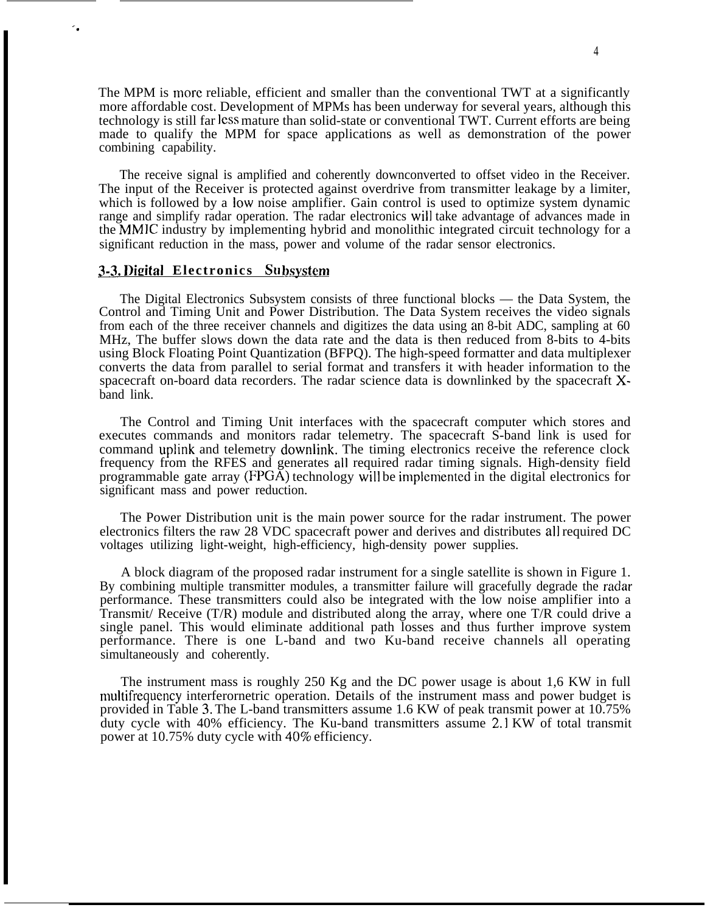The MPM is more reliable, efficient and smaller than the conventional TWT at a significantly more affordable cost. Development of MPMs has been underway for several years, although this technology is still far less mature than solid-state or conventional TWT. Current efforts are being made to qualify the MPM for space applications as well as demonstration of the power combining capability.

The receive signal is amplified and coherently downconverted to offset video in the Receiver. The input of the Receiver is protected against overdrive from transmitter leakage by a limiter, which is followed by a low noise amplifier. Gain control is used to optimize system dynamic range and simplify radar operation. The radar electronics will take advantage of advances made in the MMIC industry by implementing hybrid and monolithic integrated circuit technology for a significant reduction in the mass, power and volume of the radar sensor electronics.

## 3-3. Digital Electronics Subsystem

The Digital Electronics Subsystem consists of three functional blocks — the Data System, the Control and Timing Unit and Power Distribution. The Data System receives the video signals from each of the three receiver channels and digitizes the data using an 8-bit ADC, sampling at 60 MHz, The buffer slows down the data rate and the data is then reduced from 8-bits to 4-bits using Block Floating Point Quantization (BFPQ). The high-speed formatter and data multiplexer converts the data from parallel to serial format and transfers it with header information to the spacecraft on-board data recorders. The radar science data is downlinked by the spacecraft X-band link.

The Control and Timing Unit interfaces with the spacecraft computer which stores and executes commands and monitors radar telemetry. The spacecraft S-band link is used for command uplink and telemetry downlink. The timing electronics receive the reference clock frequency from the RFES and generates all required radar timing signals. High-density field programmable gate array (FPGA) technology will be implemented in the digital electronics for significant mass and power reduction.

The Power Distribution unit is the main power source for the radar instrument. The power electronics filters the raw 28 VDC spacecraft power and derives and distributes all required DC voltages utilizing light-weight, high-efficiency, high-density power supplies.

A block diagram of the proposed radar instrument for a single satellite is shown in Figure 1. By combining multiple transmitter modules, a transmitter failure will gracefully degrade the radar performance. These transmitters could also be integrated with the low noise amplifier into a Transmit/ Receive (T/R) module and distributed along the array, where one T/R could drive a single panel. This would eliminate additional path losses and thus further improve system performance. There is one L-band and two Ku-band receive channels all operating simultaneously and coherently.

The instrument mass is roughly 250 Kg and the DC power usage is about 1,6 KW in full multifrequency interferometric operation. Details of the instrument mass and power budget is provided in Table 3. The L-band transmitters assume 1.6 KW of peak transmit power at 10.75% duty cycle with 40% efficiency. The Ku-band transmitters assume 2.1 KW of total transmit power at 10.75% duty cycle with 40% efficiency.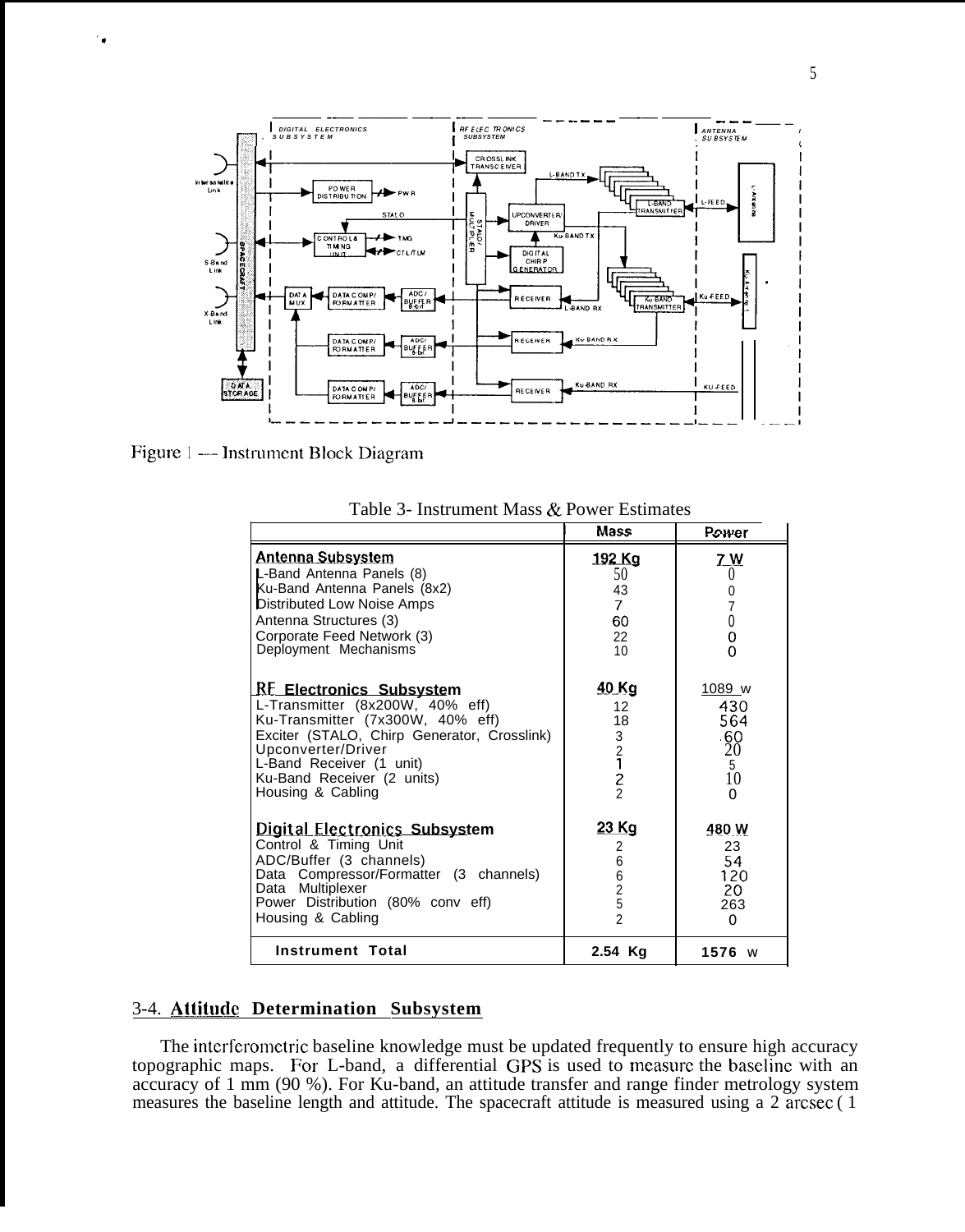Figure 1 — Instrument Block Diagram

Table 3- Instrument Mass & Power Estimates

| | Mass | Power |
|---|---|---|
| **Antenna Subsystem** | **192 Kg** | **7 W** |
| L-Band Antenna Panels (8) | 50 | 0 |
| Ku-Band Antenna Panels (8x2) | 43 | 0 |
| Distributed Low Noise Amps | 7 | 7 |
| Antenna Structures (3) | 60 | 0 |
| Corporate Feed Network (3) | 22 | 0 |
| Deployment Mechanisms | 10 | 0 |
| **RF Electronics Subsystem** | **40 Kg** | 1089 w |
| L-Transmitter (8x200W, 40% eff) | 12 | 430 |
| Ku-Transmitter (7x300W, 40% eff) | 18 | 564 |
| Exciter (STALO, Chirp Generator, Crosslink) | 3 | 60 |
| Upconverter/Driver | 2 | 20 |
| L-Band Receiver (1 unit) | 1 | 5 |
| Ku-Band Receiver (2 units) | 2 | 10 |
| Housing & Cabling | 2 | 0 |
| **Digital Electronics Subsystem** | **23 Kg** | **480 W** |
| Control & Timing Unit | 2 | 23 |
| ADC/Buffer (3 channels) | 6 | 54 |
| Data Compressor/Formatter (3 channels) | 6 | 120 |
| Data Multiplexer | 2 | 20 |
| Power Distribution (80% conv eff) | 5 | 263 |
| Housing & Cabling | 2 | 0 |
| **Instrument Total** | **2.54 Kg** | **1576 W** |

## 3-4. Attitude Determination Subsystem

The interferometric baseline knowledge must be updated frequently to ensure high accuracy topographic maps. For L-band, a differential GPS is used to measure the baseline with an accuracy of 1 mm (90 %). For Ku-band, an attitude transfer and range finder metrology system measures the baseline length and attitude. The spacecraft attitude is measured using a 2 arcsec ( 1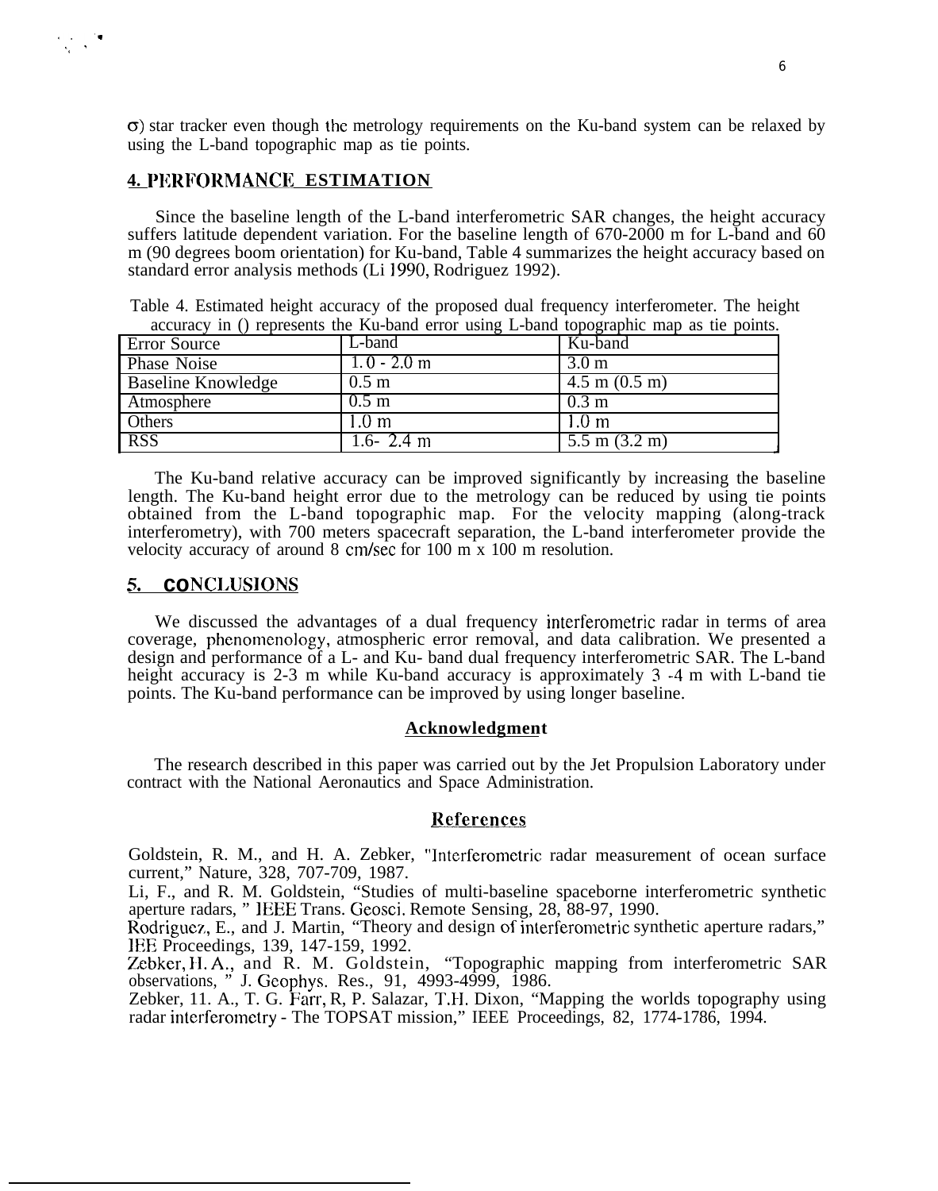σ) star tracker even though the metrology requirements on the Ku-band system can be relaxed by using the L-band topographic map as tie points.

## 4. PERFORMANCE ESTIMATION

Since the baseline length of the L-band interferometric SAR changes, the height accuracy suffers latitude dependent variation. For the baseline length of 670-2000 m for L-band and 60 m (90 degrees boom orientation) for Ku-band, Table 4 summarizes the height accuracy based on standard error analysis methods (Li 1990, Rodriguez 1992).

Table 4. Estimated height accuracy of the proposed dual frequency interferometer. The height accuracy in () represents the Ku-band error using L-band topographic map as tie points.

| Error Source | L-band | Ku-band |
|---|---|---|
| Phase Noise | 1.0 - 2.0 m | 3.0 m |
| Baseline Knowledge | 0.5 m | 4.5 m (0.5 m) |
| Atmosphere | 0.5 m | 0.3 m |
| Others | 1.0 m | 1.0 m |
| RSS | 1.6- 2.4 m | 5.5 m (3.2 m) |

The Ku-band relative accuracy can be improved significantly by increasing the baseline length. The Ku-band height error due to the metrology can be reduced by using tie points obtained from the L-band topographic map. For the velocity mapping (along-track interferometry), with 700 meters spacecraft separation, the L-band interferometer provide the velocity accuracy of around 8 cm/sec for 100 m x 100 m resolution.

## 5. CONCLUSIONS

We discussed the advantages of a dual frequency interferometric radar in terms of area coverage, phenomenology, atmospheric error removal, and data calibration. We presented a design and performance of a L- and Ku- band dual frequency interferometric SAR. The L-band height accuracy is 2-3 m while Ku-band accuracy is approximately 3 -4 m with L-band tie points. The Ku-band performance can be improved by using longer baseline.

### Acknowledgment

The research described in this paper was carried out by the Jet Propulsion Laboratory under contract with the National Aeronautics and Space Administration.

### References

Goldstein, R. M., and H. A. Zebker, "Interferometric radar measurement of ocean surface current," Nature, 328, 707-709, 1987.

Li, F., and R. M. Goldstein, "Studies of multi-baseline spaceborne interferometric synthetic aperture radars, " IEEE Trans. Geosci. Remote Sensing, 28, 88-97, 1990.

Rodriguez, E., and J. Martin, "Theory and design of interferometric synthetic aperture radars," IEE Proceedings, 139, 147-159, 1992.

Zebker, H. A., and R. M. Goldstein, "Topographic mapping from interferometric SAR observations, " J. Geophys. Res., 91, 4993-4999, 1986.

Zebker, 11. A., T. G. Farr, R, P. Salazar, T.H. Dixon, "Mapping the worlds topography using radar interferometry - The TOPSAT mission," IEEE Proceedings, 82, 1774-1786, 1994.